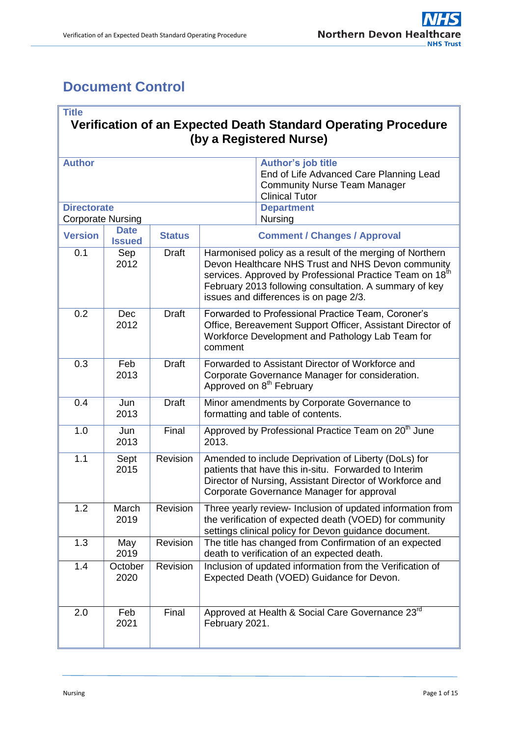# Document Control

| **Title** | | | |
|---|---|---|---|
| **Verification of an Expected Death Standard Operating Procedure (by a Registered Nurse)** | | | |
| **Author** | | **Author's job title**<br>End of Life Advanced Care Planning Lead<br>Community Nurse Team Manager<br>Clinical Tutor | |
| **Directorate**<br>Corporate Nursing | | **Department**<br>Nursing | |
| **Version** | **Date Issued** | **Status** | **Comment / Changes / Approval** |
| 0.1 | Sep 2012 | Draft | Harmonised policy as a result of the merging of Northern Devon Healthcare NHS Trust and NHS Devon community services. Approved by Professional Practice Team on 18th February 2013 following consultation. A summary of key issues and differences is on page 2/3. |
| 0.2 | Dec 2012 | Draft | Forwarded to Professional Practice Team, Coroner's Office, Bereavement Support Officer, Assistant Director of Workforce Development and Pathology Lab Team for comment |
| 0.3 | Feb 2013 | Draft | Forwarded to Assistant Director of Workforce and Corporate Governance Manager for consideration. Approved on 8th February |
| 0.4 | Jun 2013 | Draft | Minor amendments by Corporate Governance to formatting and table of contents. |
| 1.0 | Jun 2013 | Final | Approved by Professional Practice Team on 20th June 2013. |
| 1.1 | Sept 2015 | Revision | Amended to include Deprivation of Liberty (DoLs) for patients that have this in-situ. Forwarded to Interim Director of Nursing, Assistant Director of Workforce and Corporate Governance Manager for approval |
| 1.2 | March 2019 | Revision | Three yearly review- Inclusion of updated information from the verification of expected death (VOED) for community settings clinical policy for Devon guidance document. |
| 1.3 | May 2019 | Revision | The title has changed from Confirmation of an expected death to verification of an expected death. |
| 1.4 | October 2020 | Revision | Inclusion of updated information from the Verification of Expected Death (VOED) Guidance for Devon. |
| 2.0 | Feb 2021 | Final | Approved at Health & Social Care Governance 23rd February 2021. |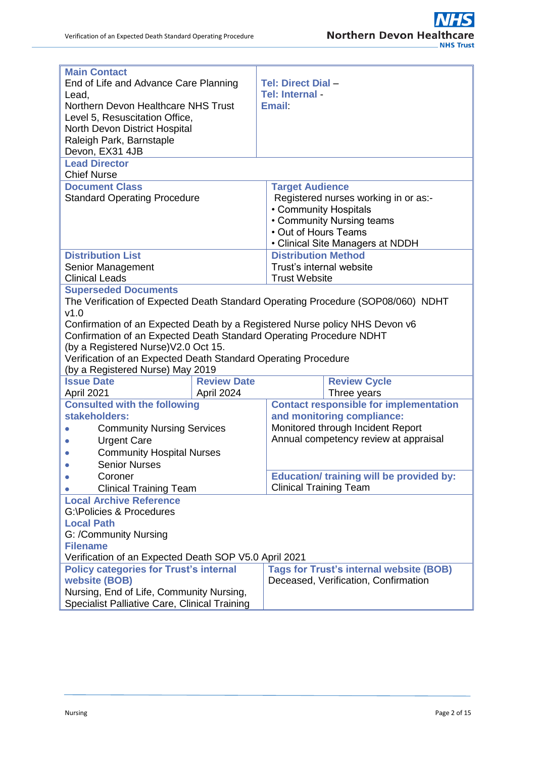| **Main Contact** | |
|---|---|
| End of Life and Advance Care Planning Lead,<br>Northern Devon Healthcare NHS Trust<br>Level 5, Resuscitation Office,<br>North Devon District Hospital<br>Raleigh Park, Barnstaple<br>Devon, EX31 4JB | **Tel: Direct Dial** –<br>**Tel: Internal** -<br>**Email**: |
| **Lead Director**<br>Chief Nurse | |
| **Document Class**<br>Standard Operating Procedure | **Target Audience**<br>Registered nurses working in or as:-<br>• Community Hospitals<br>• Community Nursing teams<br>• Out of Hours Teams<br>• Clinical Site Managers at NDDH |
| **Distribution List**<br>Senior Management<br>Clinical Leads | **Distribution Method**<br>Trust's internal website<br>Trust Website |
| **Superseded Documents**<br>The Verification of Expected Death Standard Operating Procedure (SOP08/060) NDHT v1.0<br>Confirmation of an Expected Death by a Registered Nurse policy NHS Devon v6<br>Confirmation of an Expected Death Standard Operating Procedure NDHT (by a Registered Nurse)V2.0 Oct 15.<br>Verification of an Expected Death Standard Operating Procedure (by a Registered Nurse) May 2019 | |

| **Issue Date** | **Review Date** | **Review Cycle** |
|---|---|---|
| April 2021 | April 2024 | Three years |

| **Consulted with the following stakeholders:** | **Contact responsible for implementation and monitoring compliance:** |
|---|---|
| • Community Nursing Services<br>• Urgent Care<br>• Community Hospital Nurses<br>• Senior Nurses<br>• Coroner<br>• Clinical Training Team | Monitored through Incident Report<br>Annual competency review at appraisal<br><br>**Education/ training will be provided by:**<br>Clinical Training Team |
| **Local Archive Reference**<br>G:\Policies & Procedures<br>**Local Path**<br>G: /Community Nursing<br>**Filename**<br>Verification of an Expected Death SOP V5.0 April 2021 | |
| **Policy categories for Trust's internal website (BOB)**<br>Nursing, End of Life, Community Nursing, Specialist Palliative Care, Clinical Training | **Tags for Trust's internal website (BOB)**<br>Deceased, Verification, Confirmation |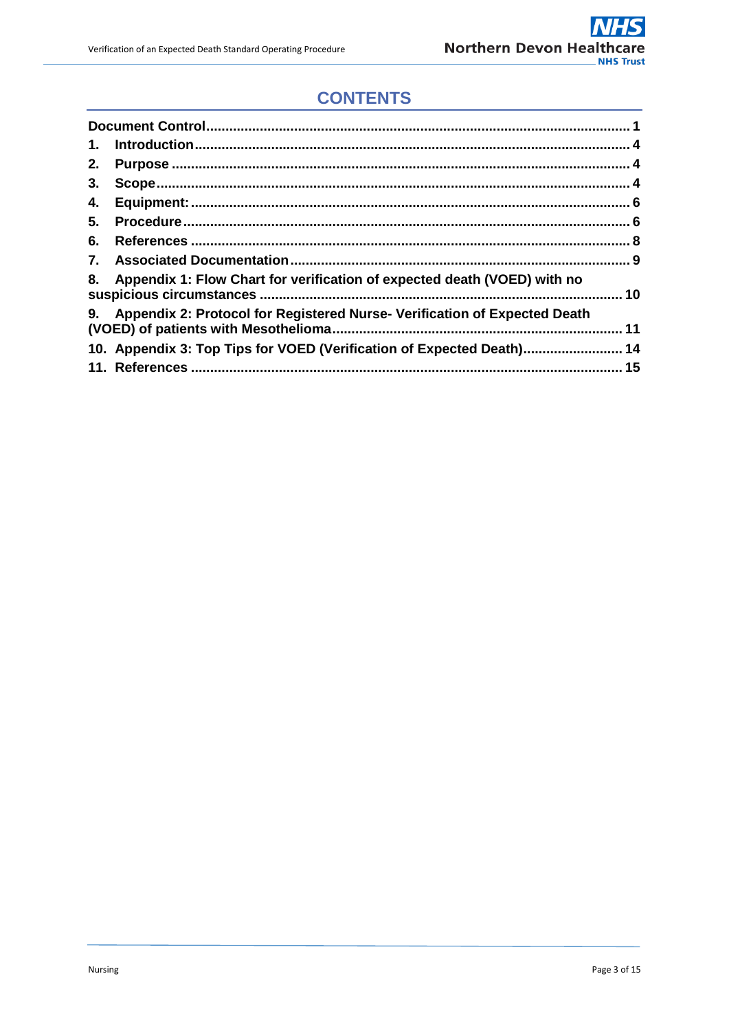## CONTENTS

**Document Control** ........................................................................................................ **1**

1. **Introduction** ........................................................................................................ **4**
2. **Purpose** ............................................................................................................... **4**
3. **Scope** ................................................................................................................... **4**
4. **Equipment:** ........................................................................................................... **6**
5. **Procedure** ............................................................................................................ **6**
6. **References** ........................................................................................................... **8**
7. **Associated Documentation** ................................................................................. **9**
8. **Appendix 1: Flow Chart for verification of expected death (VOED) with no suspicious circumstances** ........................................................................................ **10**
9. **Appendix 2: Protocol for Registered Nurse- Verification of Expected Death (VOED) of patients with Mesothelioma** ................................................................... **11**
10. **Appendix 3: Top Tips for VOED (Verification of Expected Death)** ....................... **14**
11. **References** ......................................................................................................... **15**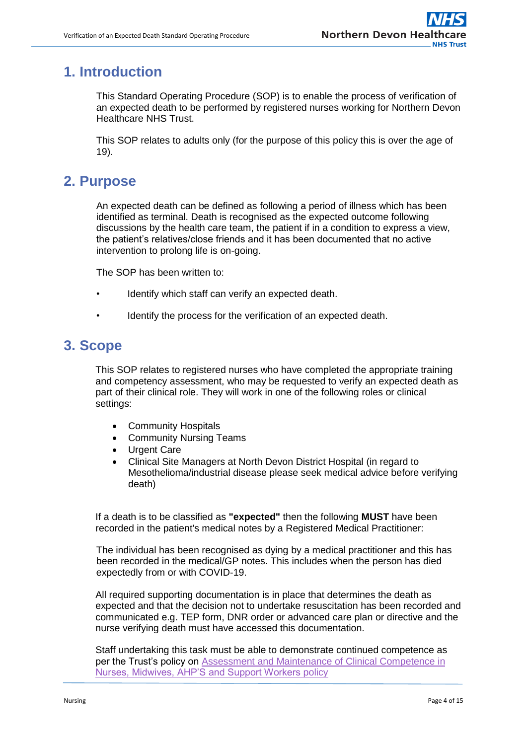## 1. Introduction

This Standard Operating Procedure (SOP) is to enable the process of verification of an expected death to be performed by registered nurses working for Northern Devon Healthcare NHS Trust.

This SOP relates to adults only (for the purpose of this policy this is over the age of 19).

## 2. Purpose

An expected death can be defined as following a period of illness which has been identified as terminal. Death is recognised as the expected outcome following discussions by the health care team, the patient if in a condition to express a view, the patient's relatives/close friends and it has been documented that no active intervention to prolong life is on-going.

The SOP has been written to:

- Identify which staff can verify an expected death.
- Identify the process for the verification of an expected death.

## 3. Scope

This SOP relates to registered nurses who have completed the appropriate training and competency assessment, who may be requested to verify an expected death as part of their clinical role. They will work in one of the following roles or clinical settings:

- Community Hospitals
- Community Nursing Teams
- Urgent Care
- Clinical Site Managers at North Devon District Hospital (in regard to Mesothelioma/industrial disease please seek medical advice before verifying death)

If a death is to be classified as **"expected"** then the following **MUST** have been recorded in the patient's medical notes by a Registered Medical Practitioner:

The individual has been recognised as dying by a medical practitioner and this has been recorded in the medical/GP notes. This includes when the person has died expectedly from or with COVID-19.

All required supporting documentation is in place that determines the death as expected and that the decision not to undertake resuscitation has been recorded and communicated e.g. TEP form, DNR order or advanced care plan or directive and the nurse verifying death must have accessed this documentation.

Staff undertaking this task must be able to demonstrate continued competence as per the Trust's policy on Assessment and Maintenance of Clinical Competence in Nurses, Midwives, AHP'S and Support Workers policy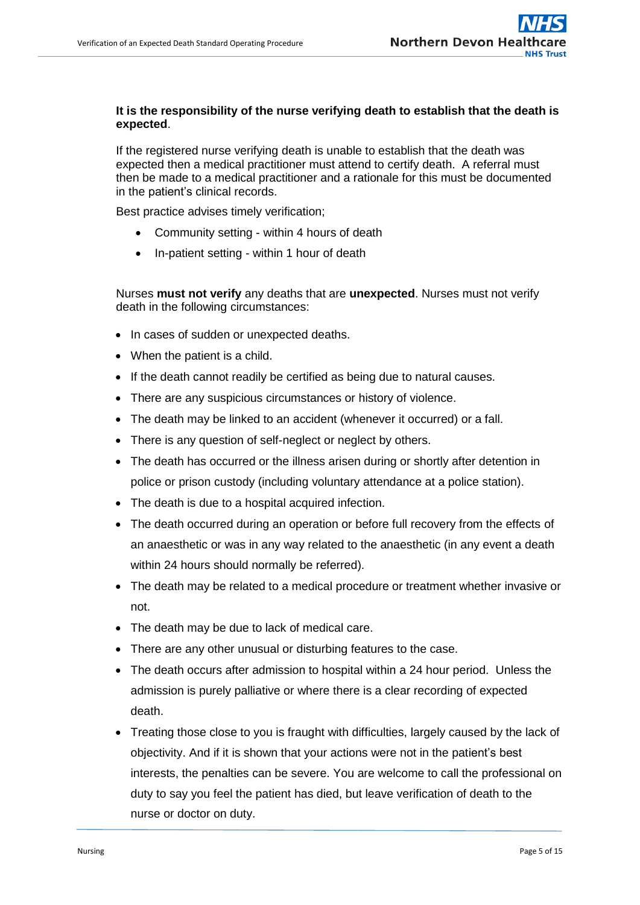**It is the responsibility of the nurse verifying death to establish that the death is expected**.

If the registered nurse verifying death is unable to establish that the death was expected then a medical practitioner must attend to certify death. A referral must then be made to a medical practitioner and a rationale for this must be documented in the patient's clinical records.

Best practice advises timely verification;

- Community setting - within 4 hours of death
- In-patient setting - within 1 hour of death

Nurses **must not verify** any deaths that are **unexpected**. Nurses must not verify death in the following circumstances:

- In cases of sudden or unexpected deaths.
- When the patient is a child.
- If the death cannot readily be certified as being due to natural causes.
- There are any suspicious circumstances or history of violence.
- The death may be linked to an accident (whenever it occurred) or a fall.
- There is any question of self-neglect or neglect by others.
- The death has occurred or the illness arisen during or shortly after detention in police or prison custody (including voluntary attendance at a police station).
- The death is due to a hospital acquired infection.
- The death occurred during an operation or before full recovery from the effects of an anaesthetic or was in any way related to the anaesthetic (in any event a death within 24 hours should normally be referred).
- The death may be related to a medical procedure or treatment whether invasive or not.
- The death may be due to lack of medical care.
- There are any other unusual or disturbing features to the case.
- The death occurs after admission to hospital within a 24 hour period. Unless the admission is purely palliative or where there is a clear recording of expected death.
- Treating those close to you is fraught with difficulties, largely caused by the lack of objectivity. And if it is shown that your actions were not in the patient's best interests, the penalties can be severe. You are welcome to call the professional on duty to say you feel the patient has died, but leave verification of death to the nurse or doctor on duty.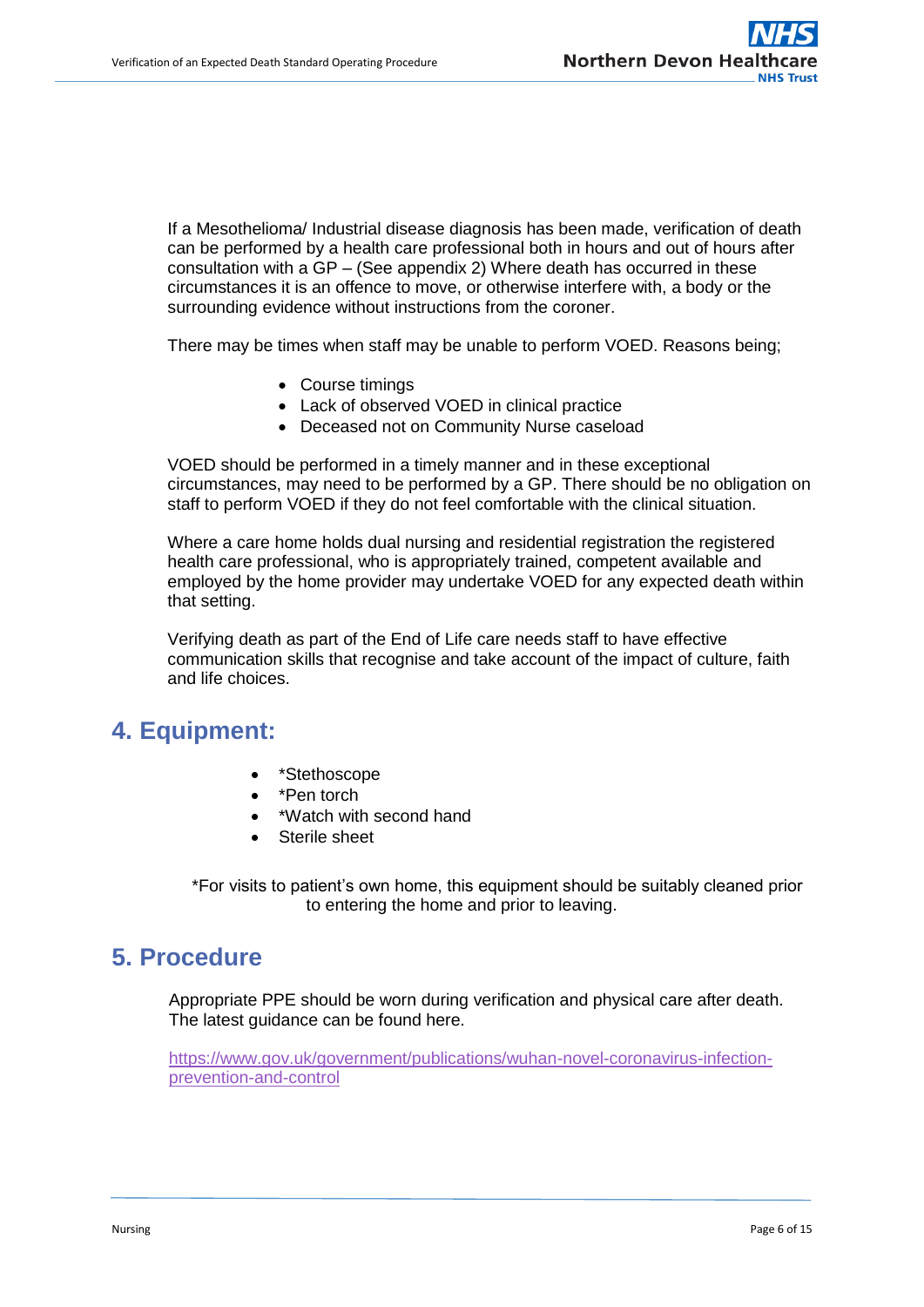If a Mesothelioma/ Industrial disease diagnosis has been made, verification of death can be performed by a health care professional both in hours and out of hours after consultation with a GP – (See appendix 2) Where death has occurred in these circumstances it is an offence to move, or otherwise interfere with, a body or the surrounding evidence without instructions from the coroner.

There may be times when staff may be unable to perform VOED. Reasons being;

- Course timings
- Lack of observed VOED in clinical practice
- Deceased not on Community Nurse caseload

VOED should be performed in a timely manner and in these exceptional circumstances, may need to be performed by a GP. There should be no obligation on staff to perform VOED if they do not feel comfortable with the clinical situation.

Where a care home holds dual nursing and residential registration the registered health care professional, who is appropriately trained, competent available and employed by the home provider may undertake VOED for any expected death within that setting.

Verifying death as part of the End of Life care needs staff to have effective communication skills that recognise and take account of the impact of culture, faith and life choices.

## 4. Equipment:

- *Stethoscope
- *Pen torch
- *Watch with second hand
- Sterile sheet

*For visits to patient's own home, this equipment should be suitably cleaned prior to entering the home and prior to leaving.

## 5. Procedure

Appropriate PPE should be worn during verification and physical care after death. The latest guidance can be found here.

[https://www.gov.uk/government/publications/wuhan-novel-coronavirus-infection-prevention-and-control](https://www.gov.uk/government/publications/wuhan-novel-coronavirus-infection-prevention-and-control)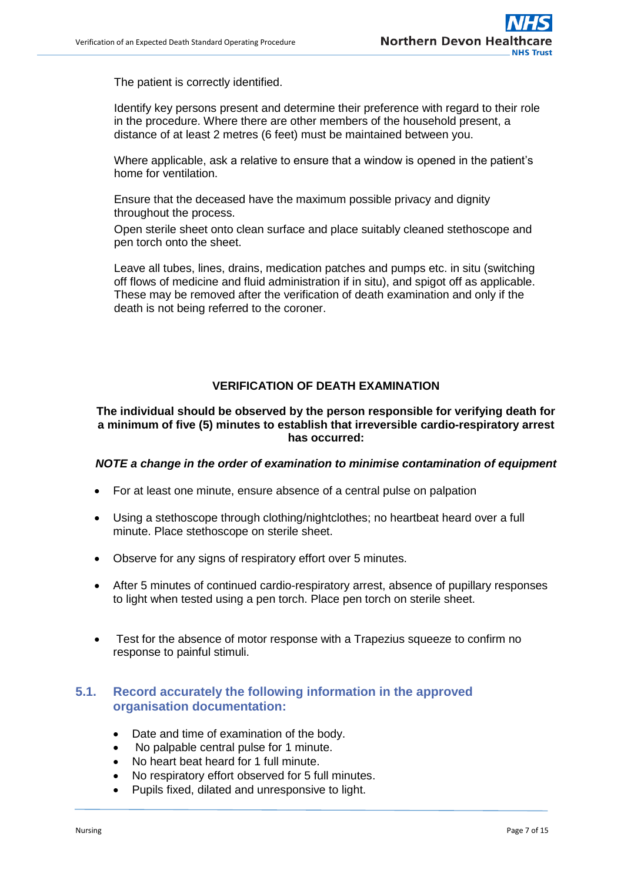The patient is correctly identified.

Identify key persons present and determine their preference with regard to their role in the procedure. Where there are other members of the household present, a distance of at least 2 metres (6 feet) must be maintained between you.

Where applicable, ask a relative to ensure that a window is opened in the patient's home for ventilation.

Ensure that the deceased have the maximum possible privacy and dignity throughout the process.

Open sterile sheet onto clean surface and place suitably cleaned stethoscope and pen torch onto the sheet.

Leave all tubes, lines, drains, medication patches and pumps etc. in situ (switching off flows of medicine and fluid administration if in situ), and spigot off as applicable. These may be removed after the verification of death examination and only if the death is not being referred to the coroner.

**VERIFICATION OF DEATH EXAMINATION**

**The individual should be observed by the person responsible for verifying death for a minimum of five (5) minutes to establish that irreversible cardio-respiratory arrest has occurred:**

***NOTE a change in the order of examination to minimise contamination of equipment***

- For at least one minute, ensure absence of a central pulse on palpation
- Using a stethoscope through clothing/nightclothes; no heartbeat heard over a full minute. Place stethoscope on sterile sheet.
- Observe for any signs of respiratory effort over 5 minutes.
- After 5 minutes of continued cardio-respiratory arrest, absence of pupillary responses to light when tested using a pen torch. Place pen torch on sterile sheet.
- Test for the absence of motor response with a Trapezius squeeze to confirm no response to painful stimuli.

## 5.1. Record accurately the following information in the approved organisation documentation:

- Date and time of examination of the body.
- No palpable central pulse for 1 minute.
- No heart beat heard for 1 full minute.
- No respiratory effort observed for 5 full minutes.
- Pupils fixed, dilated and unresponsive to light.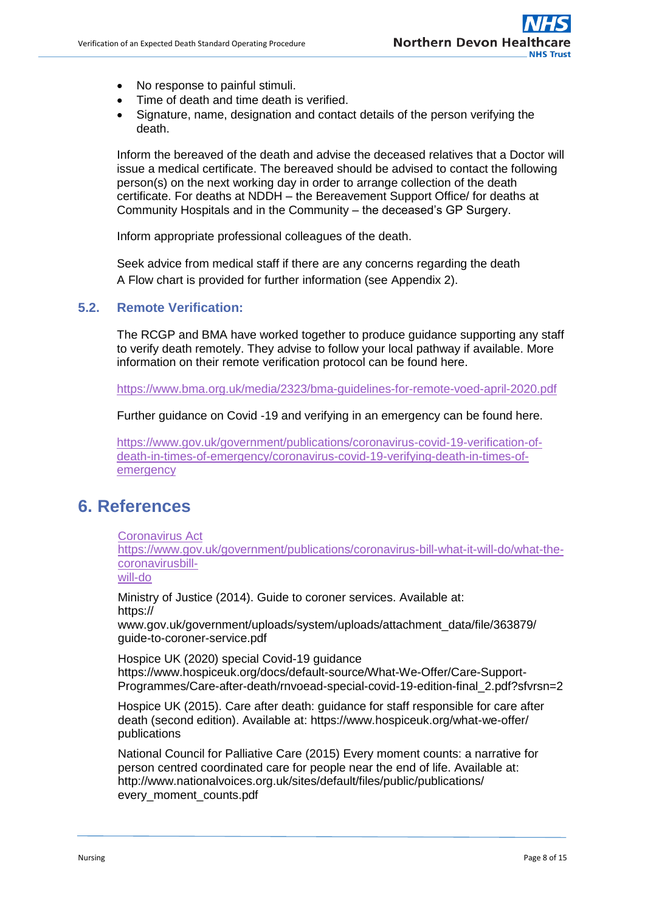- No response to painful stimuli.
- Time of death and time death is verified.
- Signature, name, designation and contact details of the person verifying the death.

Inform the bereaved of the death and advise the deceased relatives that a Doctor will issue a medical certificate. The bereaved should be advised to contact the following person(s) on the next working day in order to arrange collection of the death certificate. For deaths at NDDH – the Bereavement Support Office/ for deaths at Community Hospitals and in the Community – the deceased's GP Surgery.

Inform appropriate professional colleagues of the death.

Seek advice from medical staff if there are any concerns regarding the death
A Flow chart is provided for further information (see Appendix 2).

### 5.2. Remote Verification:

The RCGP and BMA have worked together to produce guidance supporting any staff to verify death remotely. They advise to follow your local pathway if available. More information on their remote verification protocol can be found here.

https://www.bma.org.uk/media/2323/bma-guidelines-for-remote-voed-april-2020.pdf

Further guidance on Covid -19 and verifying in an emergency can be found here.

https://www.gov.uk/government/publications/coronavirus-covid-19-verification-of-death-in-times-of-emergency/coronavirus-covid-19-verifying-death-in-times-of-emergency

## 6. References

Coronavirus Act
https://www.gov.uk/government/publications/coronavirus-bill-what-it-will-do/what-the-coronavirusbill-will-do

Ministry of Justice (2014). Guide to coroner services. Available at: https://www.gov.uk/government/uploads/system/uploads/attachment_data/file/363879/guide-to-coroner-service.pdf

Hospice UK (2020) special Covid-19 guidance
https://www.hospiceuk.org/docs/default-source/What-We-Offer/Care-Support-Programmes/Care-after-death/rnvoead-special-covid-19-edition-final_2.pdf?sfvrsn=2

Hospice UK (2015). Care after death: guidance for staff responsible for care after death (second edition). Available at: https://www.hospiceuk.org/what-we-offer/publications

National Council for Palliative Care (2015) Every moment counts: a narrative for person centred coordinated care for people near the end of life. Available at: http://www.nationalvoices.org.uk/sites/default/files/public/publications/every_moment_counts.pdf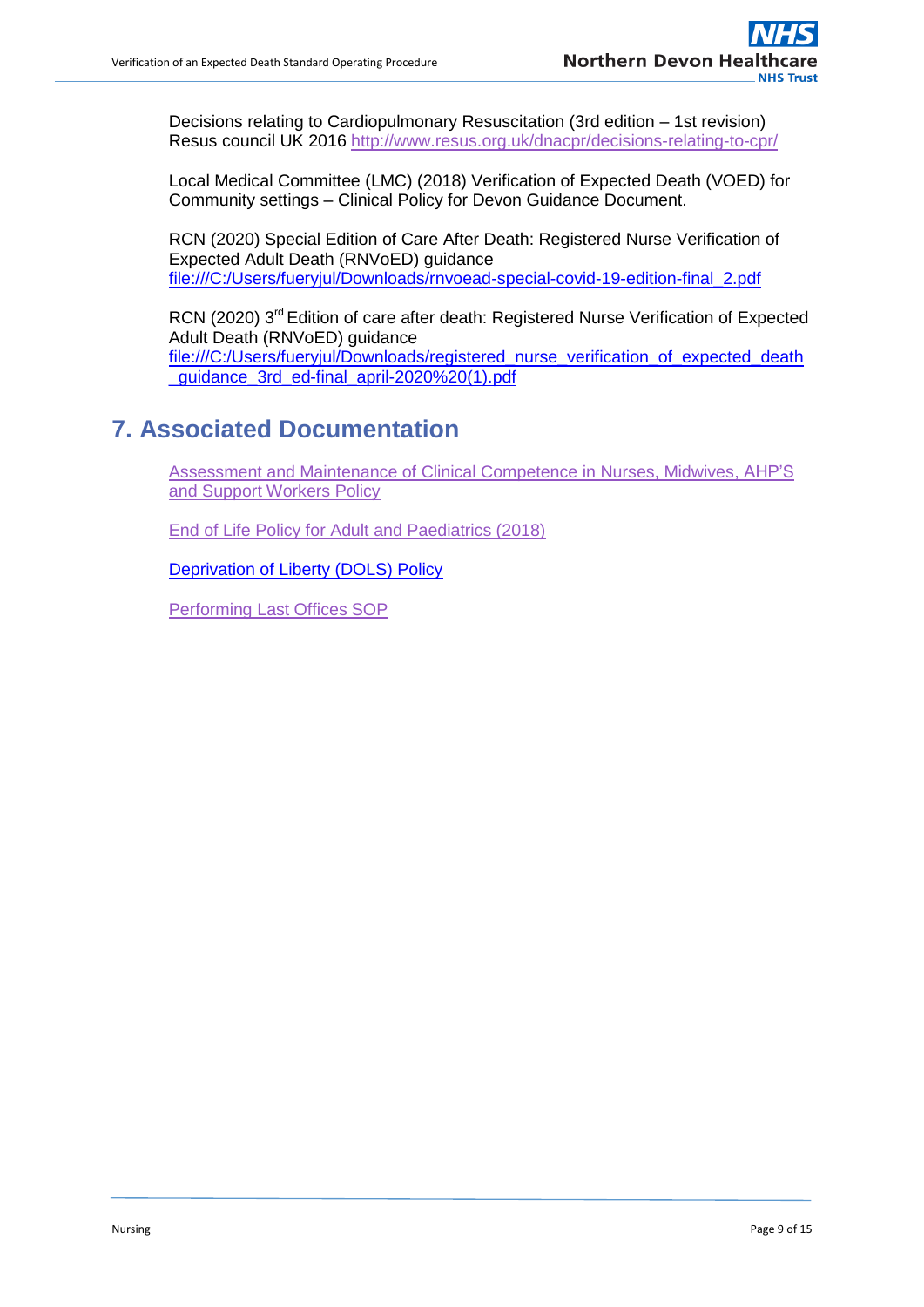Decisions relating to Cardiopulmonary Resuscitation (3rd edition – 1st revision) Resus council UK 2016 http://www.resus.org.uk/dnacpr/decisions-relating-to-cpr/

Local Medical Committee (LMC) (2018) Verification of Expected Death (VOED) for Community settings – Clinical Policy for Devon Guidance Document.

RCN (2020) Special Edition of Care After Death: Registered Nurse Verification of Expected Adult Death (RNVoED) guidance file:///C:/Users/fueryjul/Downloads/rnvoead-special-covid-19-edition-final_2.pdf

RCN (2020) 3rd Edition of care after death: Registered Nurse Verification of Expected Adult Death (RNVoED) guidance file:///C:/Users/fueryjul/Downloads/registered_nurse_verification_of_expected_death_guidance_3rd_ed-final_april-2020%20(1).pdf

## 7. Associated Documentation

Assessment and Maintenance of Clinical Competence in Nurses, Midwives, AHP'S and Support Workers Policy

End of Life Policy for Adult and Paediatrics (2018)

Deprivation of Liberty (DOLS) Policy

Performing Last Offices SOP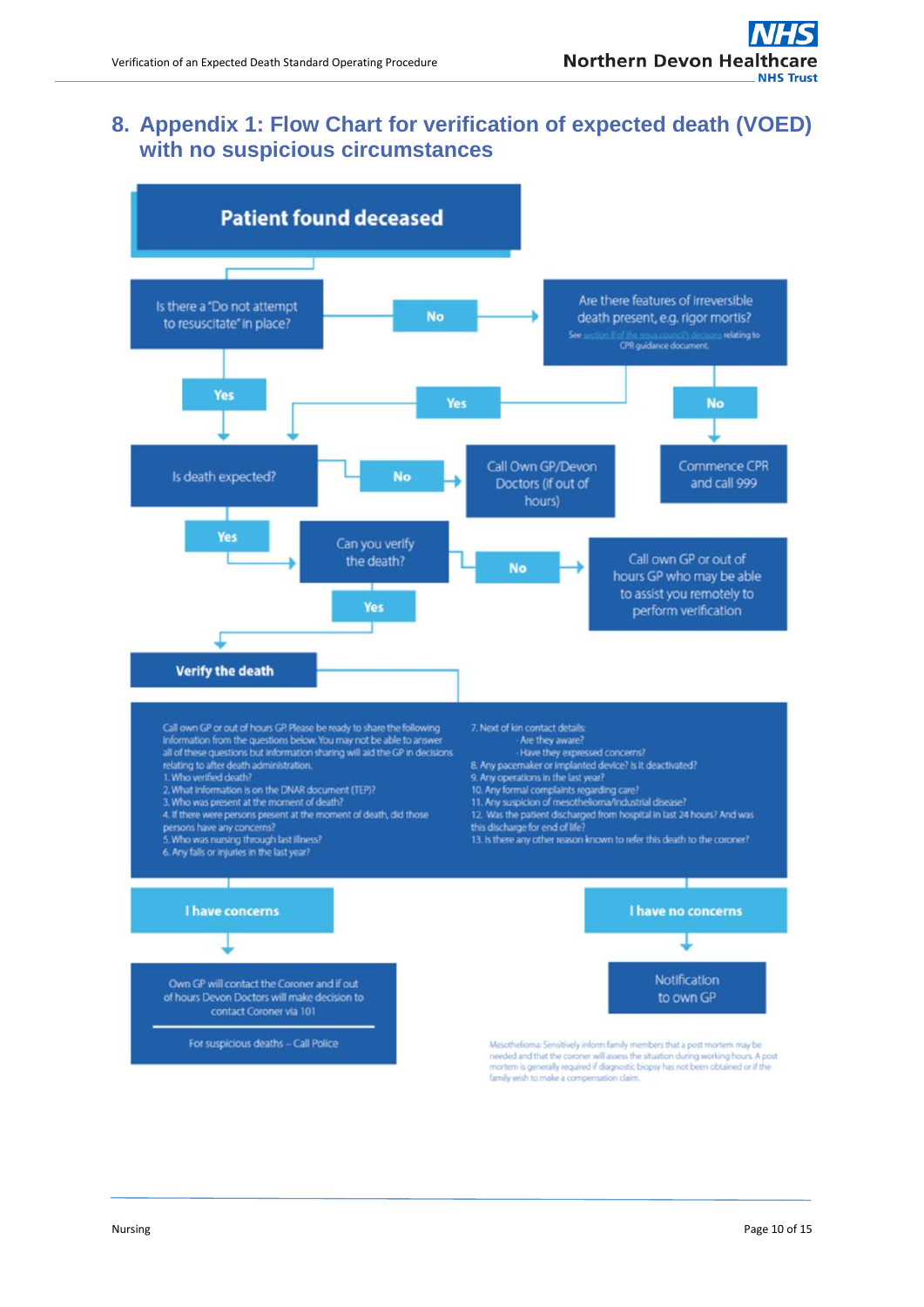## 8. Appendix 1: Flow Chart for verification of expected death (VOED) with no suspicious circumstances

**Patient found deceased**

Is there a "Do not attempt to resuscitate" in place?

- **No** → Are there features of irreversible death present, e.g. rigor mortis? See section 8 of the resus council's decisions relating to CPR guidance document.
  - **Yes** → Is death expected?
  - **No** → Commence CPR and call 999
- **Yes** → Is death expected?

Is death expected?

- **No** → Call Own GP/Devon Doctors (if out of hours)
- **Yes** → Can you verify the death?

Can you verify the death?

- **No** → Call own GP or out of hours GP who may be able to assist you remotely to perform verification
- **Yes** → Verify the death

**Verify the death**

Call own GP or out of hours GP. Please be ready to share the following information from the questions below. You may not be able to answer all of these questions but information sharing will aid the GP in decisions relating to after death administration.

1. Who verified death?
2. What information is on the DNAR document (TEP)?
3. Who was present at the moment of death?
4. If there were persons present at the moment of death, did those persons have any concerns?
5. Who was nursing through last illness?
6. Any falls or injuries in the last year?
7. Next of kin contact details:
   - Are they aware?
   - Have they expressed concerns?
8. Any pacemaker or implanted device? Is it deactivated?
9. Any operations in the last year?
10. Any formal complaints regarding care?
11. Any suspicion of mesothelioma/industrial disease?
12. Was the patient discharged from hospital in last 24 hours? And was this discharge for end of life?
13. Is there any other reason known to refer this death to the coroner?

**I have concerns** → Own GP will contact the Coroner and if out of hours Devon Doctors will make decision to contact Coroner via 101

For suspicious deaths – Call Police

**I have no concerns** → Notification to own GP

Mesothelioma: Sensitively inform family members that a post mortem may be needed and that the coroner will assess the situation during working hours. A post mortem is generally required if diagnostic biopsy has not been obtained or if the family wish to make a compensation claim.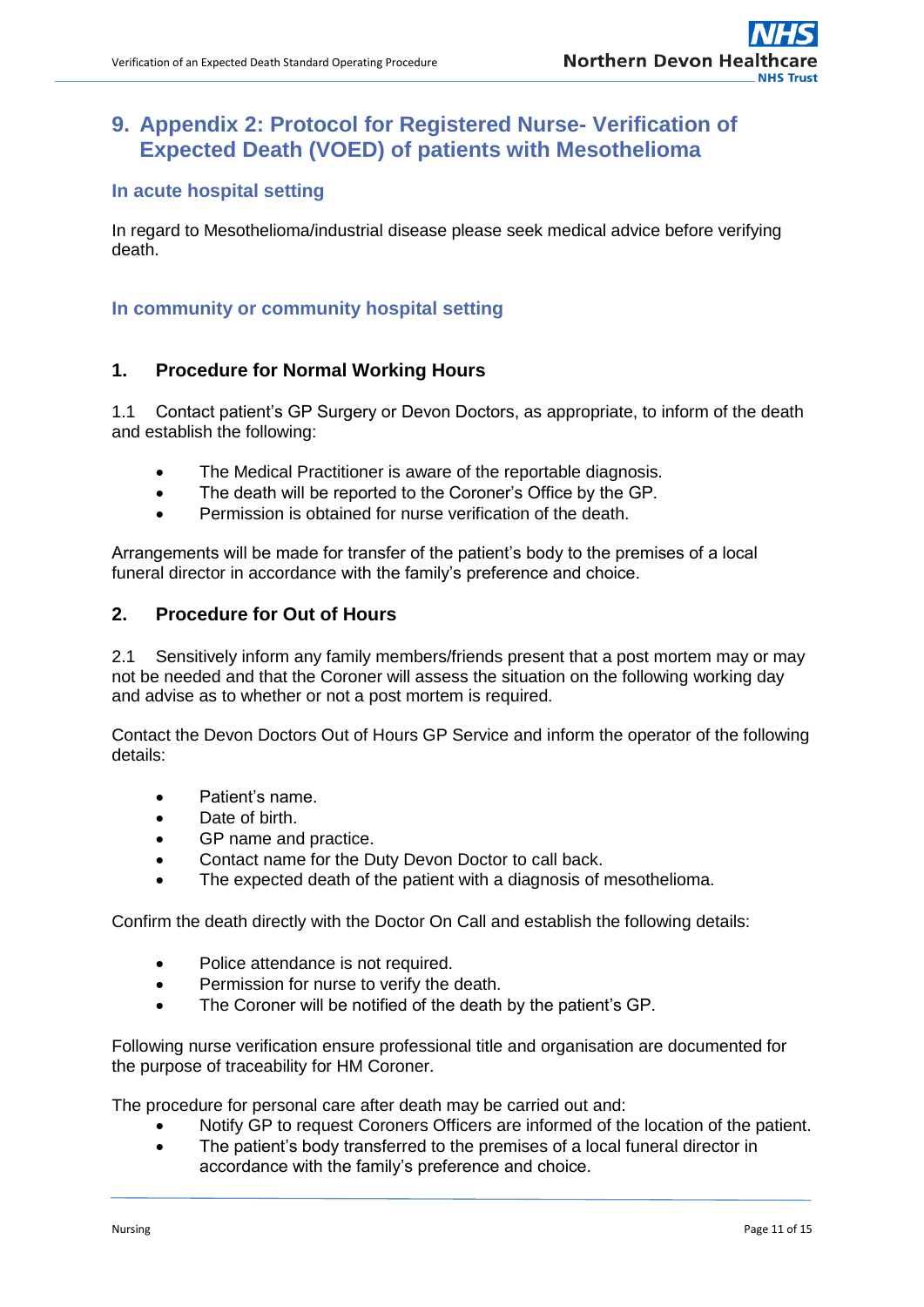## 9. Appendix 2: Protocol for Registered Nurse- Verification of Expected Death (VOED) of patients with Mesothelioma

### In acute hospital setting

In regard to Mesothelioma/industrial disease please seek medical advice before verifying death.

### In community or community hospital setting

#### 1. Procedure for Normal Working Hours

1.1 Contact patient's GP Surgery or Devon Doctors, as appropriate, to inform of the death and establish the following:

- The Medical Practitioner is aware of the reportable diagnosis.
- The death will be reported to the Coroner's Office by the GP.
- Permission is obtained for nurse verification of the death.

Arrangements will be made for transfer of the patient's body to the premises of a local funeral director in accordance with the family's preference and choice.

#### 2. Procedure for Out of Hours

2.1 Sensitively inform any family members/friends present that a post mortem may or may not be needed and that the Coroner will assess the situation on the following working day and advise as to whether or not a post mortem is required.

Contact the Devon Doctors Out of Hours GP Service and inform the operator of the following details:

- Patient's name.
- Date of birth.
- GP name and practice.
- Contact name for the Duty Devon Doctor to call back.
- The expected death of the patient with a diagnosis of mesothelioma.

Confirm the death directly with the Doctor On Call and establish the following details:

- Police attendance is not required.
- Permission for nurse to verify the death.
- The Coroner will be notified of the death by the patient's GP.

Following nurse verification ensure professional title and organisation are documented for the purpose of traceability for HM Coroner.

The procedure for personal care after death may be carried out and:

- Notify GP to request Coroners Officers are informed of the location of the patient.
- The patient's body transferred to the premises of a local funeral director in accordance with the family's preference and choice.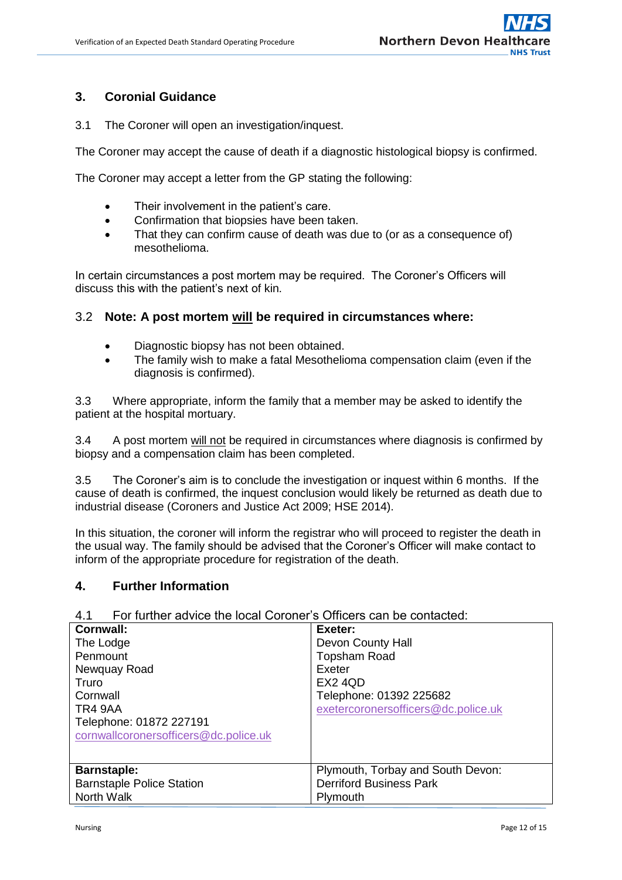## 3. Coronial Guidance

3.1 The Coroner will open an investigation/inquest.

The Coroner may accept the cause of death if a diagnostic histological biopsy is confirmed.

The Coroner may accept a letter from the GP stating the following:

- Their involvement in the patient's care.
- Confirmation that biopsies have been taken.
- That they can confirm cause of death was due to (or as a consequence of) mesothelioma.

In certain circumstances a post mortem may be required. The Coroner's Officers will discuss this with the patient's next of kin.

### 3.2 Note: A post mortem will be required in circumstances where:

- Diagnostic biopsy has not been obtained.
- The family wish to make a fatal Mesothelioma compensation claim (even if the diagnosis is confirmed).

3.3 Where appropriate, inform the family that a member may be asked to identify the patient at the hospital mortuary.

3.4 A post mortem will not be required in circumstances where diagnosis is confirmed by biopsy and a compensation claim has been completed.

3.5 The Coroner's aim is to conclude the investigation or inquest within 6 months. If the cause of death is confirmed, the inquest conclusion would likely be returned as death due to industrial disease (Coroners and Justice Act 2009; HSE 2014).

In this situation, the coroner will inform the registrar who will proceed to register the death in the usual way. The family should be advised that the Coroner's Officer will make contact to inform of the appropriate procedure for registration of the death.

## 4. Further Information

4.1 For further advice the local Coroner's Officers can be contacted:

| **Cornwall:**<br>The Lodge<br>Penmount<br>Newquay Road<br>Truro<br>Cornwall<br>TR4 9AA<br>Telephone: 01872 227191<br>cornwallcoronersofficers@dc.police.uk | **Exeter:**<br>Devon County Hall<br>Topsham Road<br>Exeter<br>EX2 4QD<br>Telephone: 01392 225682<br>exetercoronersofficers@dc.police.uk |
|---|---|
| **Barnstaple:**<br>Barnstaple Police Station<br>North Walk | Plymouth, Torbay and South Devon:<br>Derriford Business Park<br>Plymouth |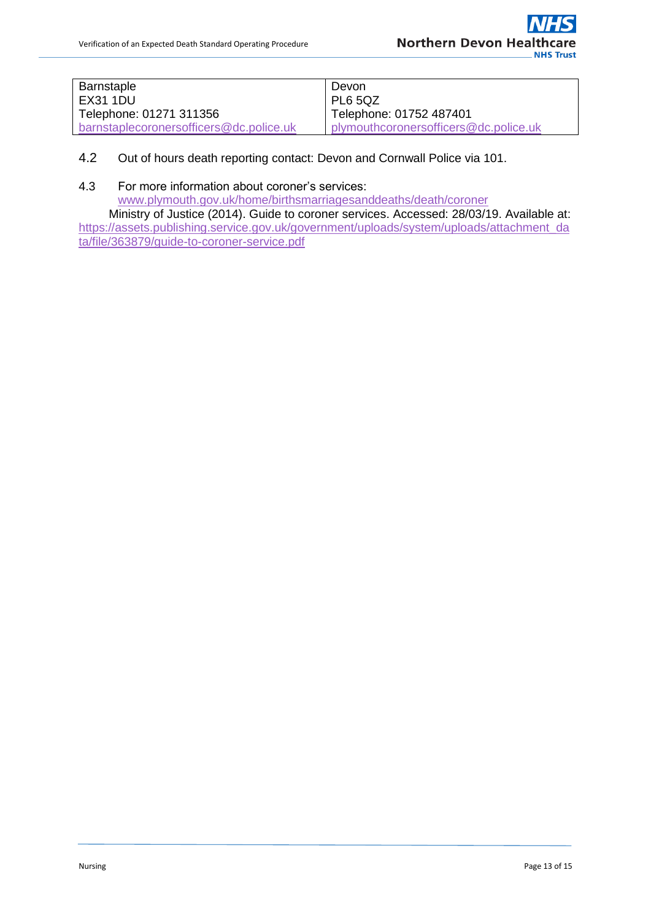| Barnstaple<br>EX31 1DU<br>Telephone: 01271 311356<br>barnstaplecoronersofficers@dc.police.uk | Devon<br>PL6 5QZ<br>Telephone: 01752 487401<br>plymouthcoronersofficers@dc.police.uk |
|---|---|

4.2 Out of hours death reporting contact: Devon and Cornwall Police via 101.

4.3 For more information about coroner's services:
www.plymouth.gov.uk/home/birthsmarriagesanddeaths/death/coroner
Ministry of Justice (2014). Guide to coroner services. Accessed: 28/03/19. Available at: https://assets.publishing.service.gov.uk/government/uploads/system/uploads/attachment_data/file/363879/guide-to-coroner-service.pdf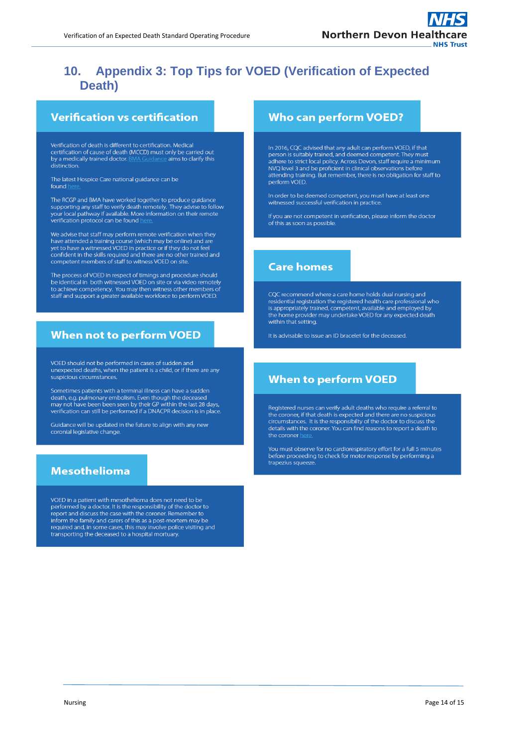# 10. Appendix 3: Top Tips for VOED (Verification of Expected Death)

## Verification vs certification

Verification of death is different to certification. Medical certification of cause of death (MCCD) must only be carried out by a medically trained doctor. BMA Guidance aims to clarify this distinction.

The latest Hospice Care national guidance can be found here.

The RCGP and BMA have worked together to produce guidance supporting any staff to verify death remotely. They advise to follow your local pathway if available. More information on their remote verification protocol can be found here.

We advise that staff may perform remote verification when they have attended a training course (which may be online) and are yet to have a witnessed VOED in practice or if they do not feel confident in the skills required and there are no other trained and competent members of staff to witness VOED on site.

The process of VOED in respect of timings and procedure should be identical in both witnessed VOED on site or via video remotely to achieve competency. You may then witness other members of staff and support a greater available workforce to perform VOED.

## When not to perform VOED

VOED should not be performed in cases of sudden and unexpected deaths, when the patient is a child, or if there are any suspicious circumstances.

Sometimes patients with a terminal illness can have a sudden death, e.g. pulmonary embolism. Even though the deceased may not have been been seen by their GP within the last 28 days, verification can still be performed if a DNACPR decision is in place.

Guidance will be updated in the future to align with any new coronial legislative change.

## Mesothelioma

VOED in a patient with mesothelioma does not need to be performed by a doctor. It is the responsibility of the doctor to report and discuss the case with the coroner. Remember to inform the family and carers of this as a post-mortem may be required and, in some cases, this may involve police visiting and transporting the deceased to a hospital mortuary.

## Who can perform VOED?

In 2016, CQC advised that any adult can perform VOED, if that person is suitably trained, and deemed competent. They must adhere to strict local policy. Across Devon, staff require a minimum NVQ level 3 and be proficient in clinical observations before attending training. But remember, there is no obligation for staff to perform VOED.

In order to be deemed competent, you must have at least one witnessed successful verification in practice.

If you are not competent in verification, please inform the doctor of this as soon as possible.

## Care homes

CQC recommend where a care home holds dual nursing and residential registration the registered health care professional who is appropriately trained, competent, available and employed by the home provider may undertake VOED for any expected death within that setting.

It is advisable to issue an ID bracelet for the deceased.

## When to perform VOED

Registered nurses can verify adult deaths who require a referral to the coroner, if that death is expected and there are no suspicious circumstances. It is the responsibilty of the doctor to discuss the details with the coroner. You can find reasons to report a death to the coroner here.

You must observe for no cardiorespiratory effort for a full 5 minutes before proceeding to check for motor response by performing a trapezius squeeze.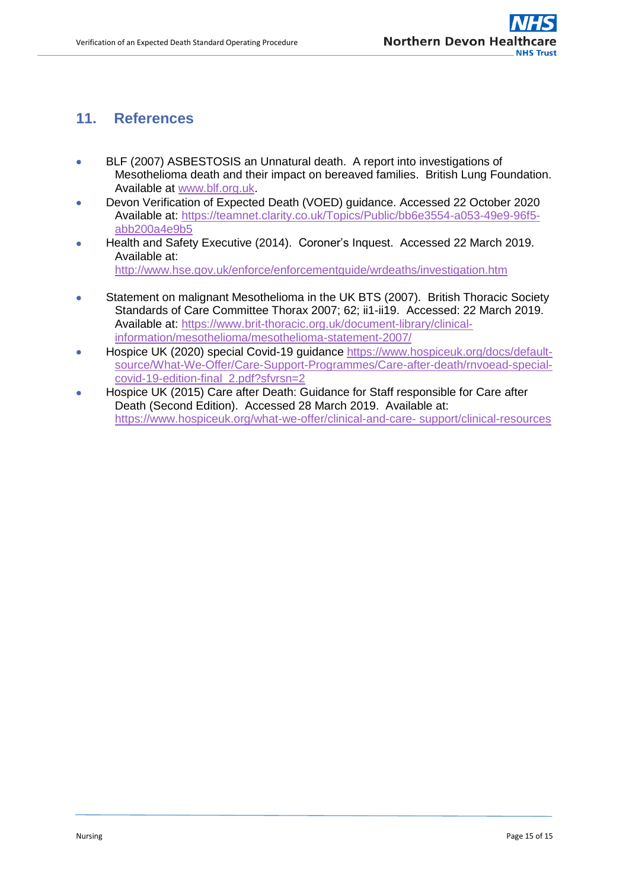## 11. References

- BLF (2007) ASBESTOSIS an Unnatural death. A report into investigations of Mesothelioma death and their impact on bereaved families. British Lung Foundation. Available at www.blf.org.uk.
- Devon Verification of Expected Death (VOED) guidance. Accessed 22 October 2020 Available at: https://teamnet.clarity.co.uk/Topics/Public/bb6e3554-a053-49e9-96f5-abb200a4e9b5
- Health and Safety Executive (2014). Coroner's Inquest. Accessed 22 March 2019. Available at: http://www.hse.gov.uk/enforce/enforcementguide/wrdeaths/investigation.htm
- Statement on malignant Mesothelioma in the UK BTS (2007). British Thoracic Society Standards of Care Committee Thorax 2007; 62; ii1-ii19. Accessed: 22 March 2019. Available at: https://www.brit-thoracic.org.uk/document-library/clinical-information/mesothelioma/mesothelioma-statement-2007/
- Hospice UK (2020) special Covid-19 guidance https://www.hospiceuk.org/docs/default-source/What-We-Offer/Care-Support-Programmes/Care-after-death/rnvoead-special-covid-19-edition-final_2.pdf?sfvrsn=2
- Hospice UK (2015) Care after Death: Guidance for Staff responsible for Care after Death (Second Edition). Accessed 28 March 2019. Available at: https://www.hospiceuk.org/what-we-offer/clinical-and-care- support/clinical-resources